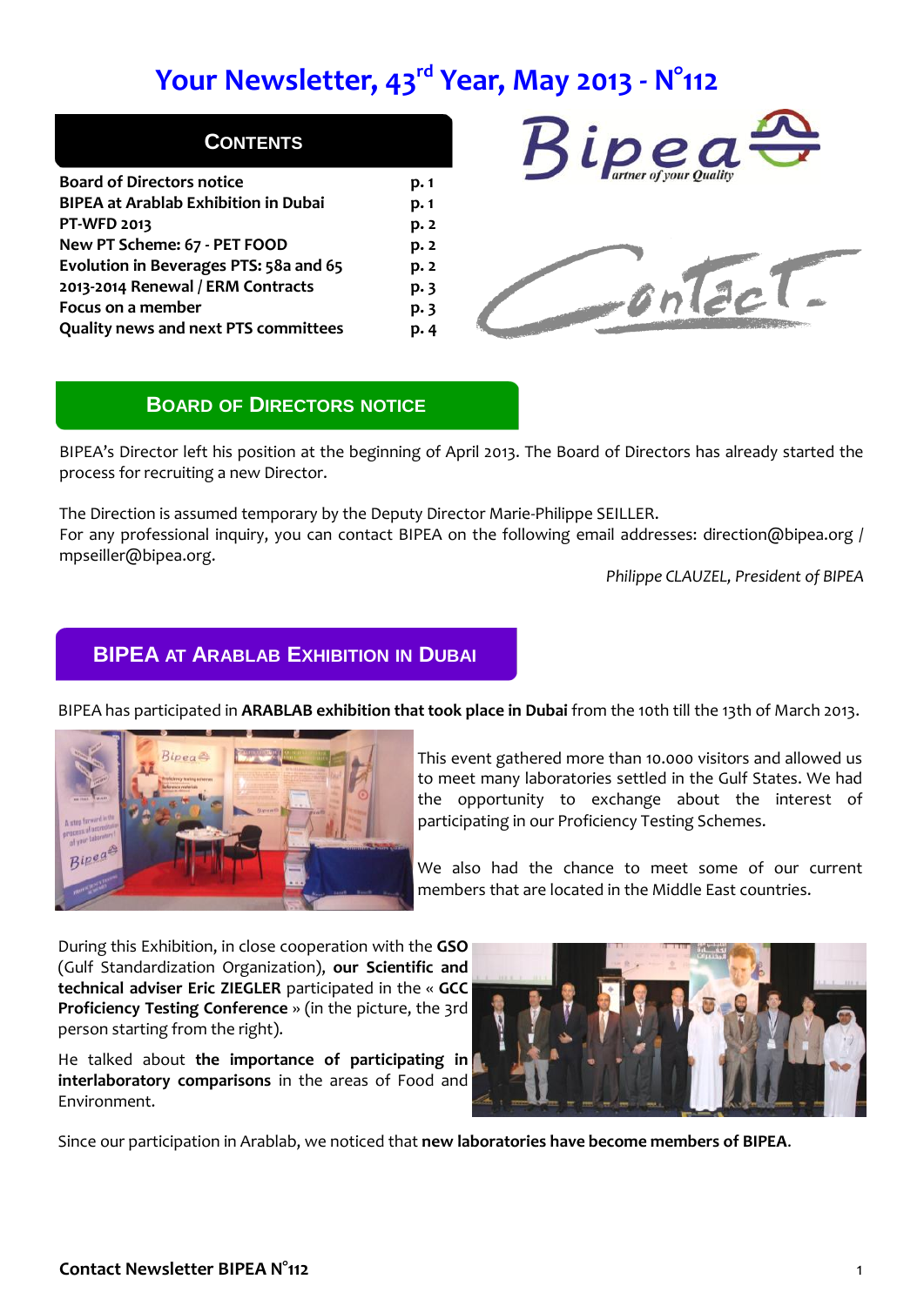# Your Newsletter, 43rd Year, May 2013 - N°112

## Contents

| | |
|---|---|
| Board of Directors notice | p. 1 |
| BIPEA at Arablab Exhibition in Dubai | p. 1 |
| PT-WFD 2013 | p. 2 |
| New PT Scheme: 67 - PET FOOD | p. 2 |
| Evolution in Beverages PTS: 58a and 65 | p. 2 |
| 2013-2014 Renewal / ERM Contracts | p. 3 |
| Focus on a member | p. 3 |
| Quality news and next PTS committees | p. 4 |

## Board of Directors notice

BIPEA's Director left his position at the beginning of April 2013. The Board of Directors has already started the process for recruiting a new Director.

The Direction is assumed temporary by the Deputy Director Marie-Philippe SEILLER.
For any professional inquiry, you can contact BIPEA on the following email addresses: direction@bipea.org / mpseiller@bipea.org.

*Philippe CLAUZEL, President of BIPEA*

## BIPEA at Arablab Exhibition in Dubai

BIPEA has participated in **ARABLAB exhibition that took place in Dubai** from the 10th till the 13th of March 2013.

This event gathered more than 10.000 visitors and allowed us to meet many laboratories settled in the Gulf States. We had the opportunity to exchange about the interest of participating in our Proficiency Testing Schemes.

We also had the chance to meet some of our current members that are located in the Middle East countries.

During this Exhibition, in close cooperation with the **GSO** (Gulf Standardization Organization), **our Scientific and technical adviser Eric ZIEGLER** participated in the « **GCC Proficiency Testing Conference** » (in the picture, the 3rd person starting from the right).

He talked about **the importance of participating in interlaboratory comparisons** in the areas of Food and Environment.

Since our participation in Arablab, we noticed that **new laboratories have become members of BIPEA**.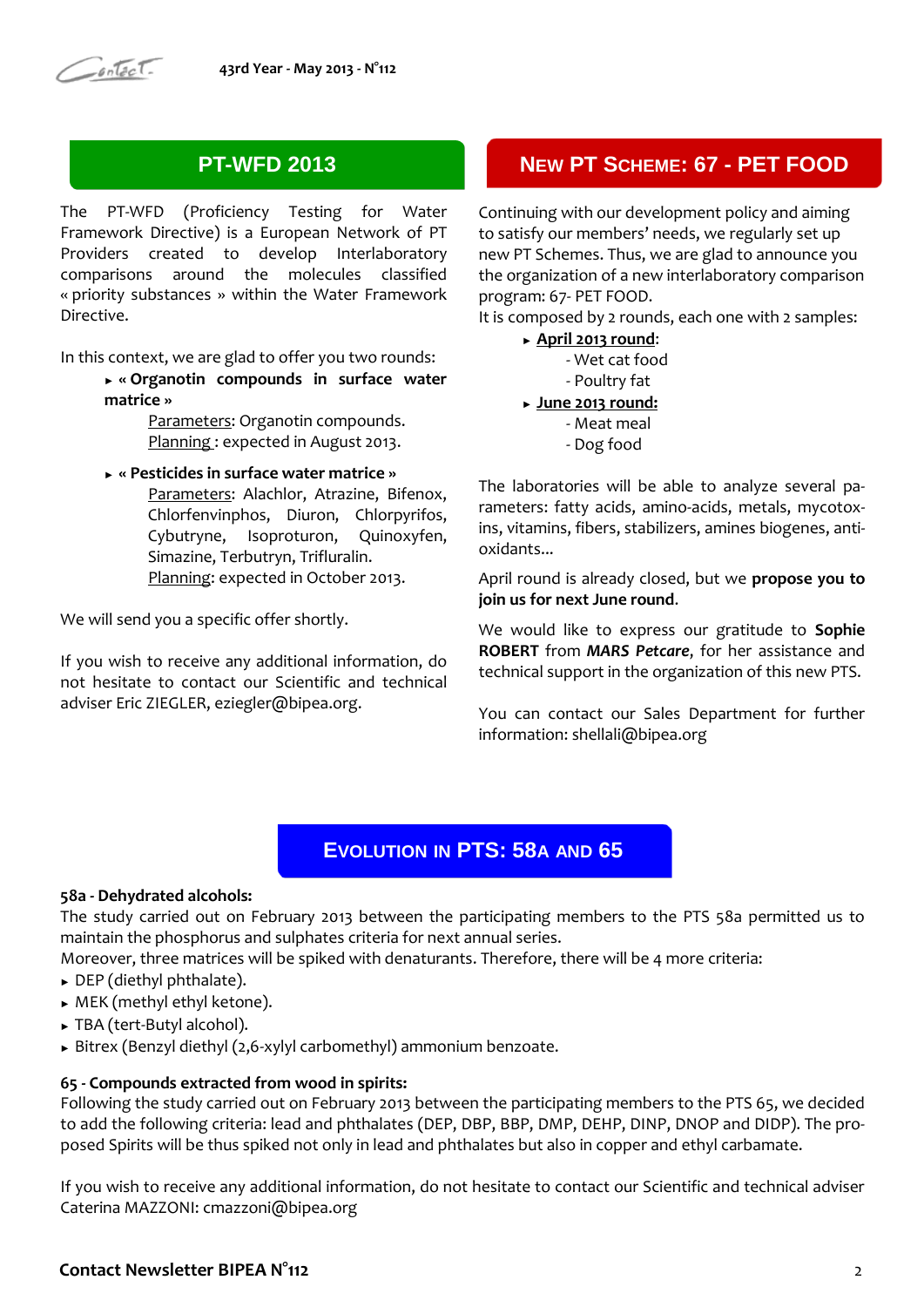## PT-WFD 2013

The PT-WFD (Proficiency Testing for Water Framework Directive) is a European Network of PT Providers created to develop Interlaboratory comparisons around the molecules classified « priority substances » within the Water Framework Directive.

In this context, we are glad to offer you two rounds:

- **« Organotin compounds in surface water matrice »**

  Parameters: Organotin compounds.

  Planning : expected in August 2013.

- **« Pesticides in surface water matrice »**

  Parameters: Alachlor, Atrazine, Bifenox, Chlorfenvinphos, Diuron, Chlorpyrifos, Cybutryne, Isoproturon, Quinoxyfen, Simazine, Terbutryn, Trifluralin.

  Planning: expected in October 2013.

We will send you a specific offer shortly.

If you wish to receive any additional information, do not hesitate to contact our Scientific and technical adviser Eric ZIEGLER, eziegler@bipea.org.

## New PT Scheme: 67 - PET FOOD

Continuing with our development policy and aiming to satisfy our members' needs, we regularly set up new PT Schemes. Thus, we are glad to announce you the organization of a new interlaboratory comparison program: 67- PET FOOD.

It is composed by 2 rounds, each one with 2 samples:

- April 2013 round:
  - Wet cat food
  - Poultry fat
- June 2013 round:
  - Meat meal
  - Dog food

The laboratories will be able to analyze several parameters: fatty acids, amino-acids, metals, mycotoxins, vitamins, fibers, stabilizers, amines biogenes, antioxidants...

April round is already closed, but we **propose you to join us for next June round**.

We would like to express our gratitude to **Sophie ROBERT** from ***MARS Petcare***, for her assistance and technical support in the organization of this new PTS.

You can contact our Sales Department for further information: shellali@bipea.org

## Evolution in PTS: 58a and 65

**58a - Dehydrated alcohols:**

The study carried out on February 2013 between the participating members to the PTS 58a permitted us to maintain the phosphorus and sulphates criteria for next annual series.

Moreover, three matrices will be spiked with denaturants. Therefore, there will be 4 more criteria:

- DEP (diethyl phthalate).
- MEK (methyl ethyl ketone).
- TBA (tert-Butyl alcohol).
- Bitrex (Benzyl diethyl (2,6-xylyl carbomethyl) ammonium benzoate.

**65 - Compounds extracted from wood in spirits:**

Following the study carried out on February 2013 between the participating members to the PTS 65, we decided to add the following criteria: lead and phthalates (DEP, DBP, BBP, DMP, DEHP, DINP, DNOP and DIDP). The proposed Spirits will be thus spiked not only in lead and phthalates but also in copper and ethyl carbamate.

If you wish to receive any additional information, do not hesitate to contact our Scientific and technical adviser Caterina MAZZONI: cmazzoni@bipea.org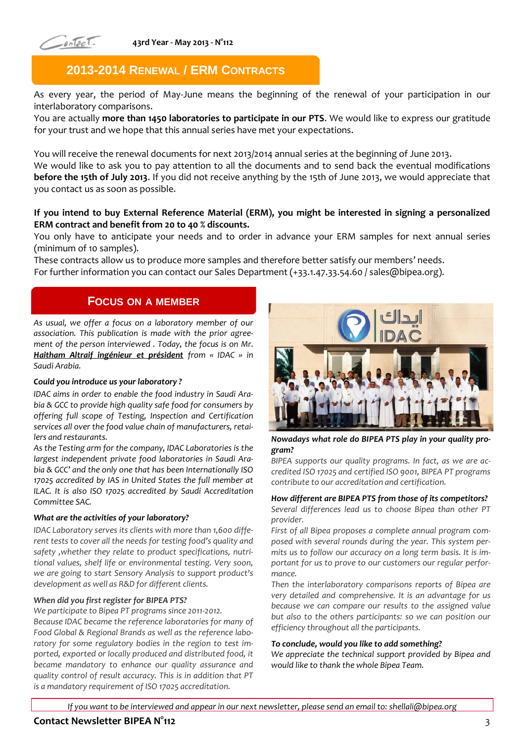## 2013-2014 Renewal / ERM Contracts

As every year, the period of May-June means the beginning of the renewal of your participation in our interlaboratory comparisons.

You are actually **more than 1450 laboratories to participate in our PTS**. We would like to express our gratitude for your trust and we hope that this annual series have met your expectations.

You will receive the renewal documents for next 2013/2014 annual series at the beginning of June 2013.

We would like to ask you to pay attention to all the documents and to send back the eventual modifications **before the 15th of July 2013**. If you did not receive anything by the 15th of June 2013, we would appreciate that you contact us as soon as possible.

**If you intend to buy External Reference Material (ERM), you might be interested in signing a personalized ERM contract and benefit from 20 to 40 % discounts.**

You only have to anticipate your needs and to order in advance your ERM samples for next annual series (minimum of 10 samples).

These contracts allow us to produce more samples and therefore better satisfy our members' needs.

For further information you can contact our Sales Department (+33.1.47.33.54.60 / sales@bipea.org).

## Focus on a member

*As usual, we offer a focus on a laboratory member of our association. This publication is made with the prior agreement of the person interviewed . Today, the focus is on Mr. **Haitham Altraif ingénieur et président** from « IDAC » in Saudi Arabia.*

***Could you introduce us your laboratory ?***

*IDAC aims in order to enable the food industry in Saudi Arabia & GCC to provide high quality safe food for consumers by offering full scope of Testing, Inspection and Certification services all over the food value chain of manufacturers, retailers and restaurants.*

*As the Testing arm for the company, IDAC Laboratories is the largest independent private food laboratories in Saudi Arabia & GCC' and the only one that has been Internationally ISO 17025 accredited by IAS in United States the full member at ILAC. It is also ISO 17025 accredited by Saudi Accreditation Committee SAC.*

***What are the activities of your laboratory?***

*IDAC Laboratory serves its clients with more than 1,600 different tests to cover all the needs for testing food's quality and safety ,whether they relate to product specifications, nutritional values, shelf life or environmental testing. Very soon, we are going to start Sensory Analysis to support product's development as well as R&D for different clients.*

***When did you first register for BIPEA PTS?***

*We participate to Bipea PT programs since 2011-2012.*

*Because IDAC became the reference laboratories for many of Food Global & Regional Brands as well as the reference laboratory for some regulatory bodies in the region to test imported, exported or locally produced and distributed food, it became mandatory to enhance our quality assurance and quality control of result accuracy. This is in addition that PT is a mandatory requirement of ISO 17025 accreditation.*

***Nowadays what role do BIPEA PTS play in your quality program?***

*BIPEA supports our quality programs. In fact, as we are accredited ISO 17025 and certified ISO 9001, BIPEA PT programs contribute to our accreditation and certification.*

***How different are BIPEA PTS from those of its competitors?***

*Several differences lead us to choose Bipea than other PT provider.*

*First of all Bipea proposes a complete annual program composed with several rounds during the year. This system permits us to follow our accuracy on a long term basis. It is important for us to prove to our customers our regular performance.*

*Then the interlaboratory comparisons reports of Bipea are very detailed and comprehensive. It is an advantage for us because we can compare our results to the assigned value but also to the others participants: so we can position our efficiency throughout all the participants.*

***To conclude, would you like to add something?***

*We appreciate the technical support provided by Bipea and would like to thank the whole Bipea Team.*

*If you want to be interviewed and appear in our next newsletter, please send an email to: shellali@bipea.org*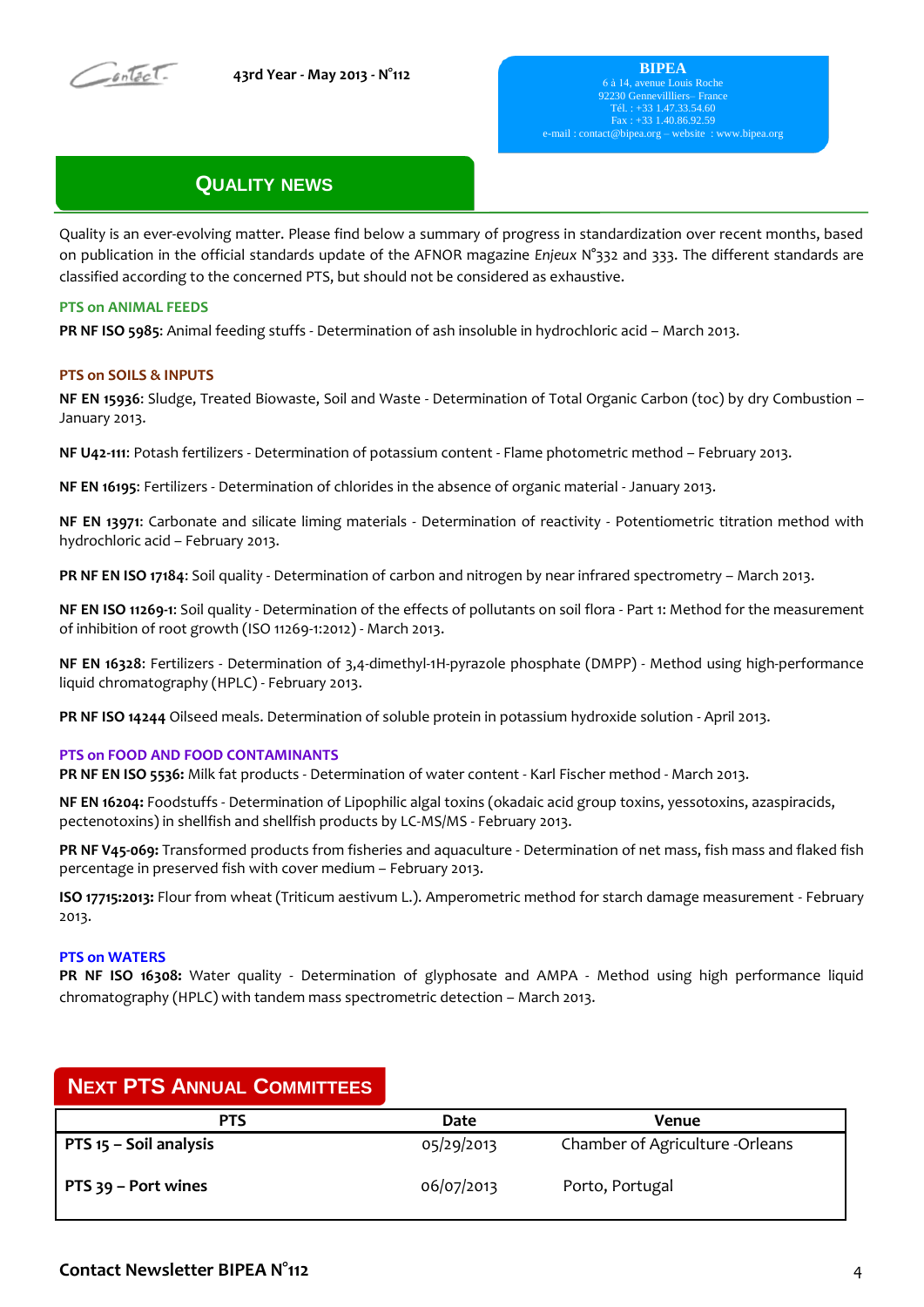43rd Year - May 2013 - N°112

**BIPEA**
6 à 14, avenue Louis Roche
92230 Gennevillliers– France
Tél. : +33 1.47.33.54.60
Fax : +33 1.40.86.92.59
e-mail : contact@bipea.org – website : www.bipea.org

## QUALITY NEWS

Quality is an ever-evolving matter. Please find below a summary of progress in standardization over recent months, based on publication in the official standards update of the AFNOR magazine *Enjeux* N°332 and 333. The different standards are classified according to the concerned PTS, but should not be considered as exhaustive.

### PTS on ANIMAL FEEDS

**PR NF ISO 5985**: Animal feeding stuffs - Determination of ash insoluble in hydrochloric acid – March 2013.

### PTS on SOILS & INPUTS

**NF EN 15936**: Sludge, Treated Biowaste, Soil and Waste - Determination of Total Organic Carbon (toc) by dry Combustion – January 2013.

**NF U42-111**: Potash fertilizers - Determination of potassium content - Flame photometric method – February 2013.

**NF EN 16195**: Fertilizers - Determination of chlorides in the absence of organic material - January 2013.

**NF EN 13971**: Carbonate and silicate liming materials - Determination of reactivity - Potentiometric titration method with hydrochloric acid – February 2013.

**PR NF EN ISO 17184**: Soil quality - Determination of carbon and nitrogen by near infrared spectrometry – March 2013.

**NF EN ISO 11269-1**: Soil quality - Determination of the effects of pollutants on soil flora - Part 1: Method for the measurement of inhibition of root growth (ISO 11269-1:2012) - March 2013.

**NF EN 16328**: Fertilizers - Determination of 3,4-dimethyl-1H-pyrazole phosphate (DMPP) - Method using high-performance liquid chromatography (HPLC) - February 2013.

**PR NF ISO 14244** Oilseed meals. Determination of soluble protein in potassium hydroxide solution - April 2013.

### PTS on FOOD AND FOOD CONTAMINANTS

**PR NF EN ISO 5536:** Milk fat products - Determination of water content - Karl Fischer method - March 2013.

**NF EN 16204:** Foodstuffs - Determination of Lipophilic algal toxins (okadaic acid group toxins, yessotoxins, azaspiracids, pectenotoxins) in shellfish and shellfish products by LC-MS/MS - February 2013.

**PR NF V45-069:** Transformed products from fisheries and aquaculture - Determination of net mass, fish mass and flaked fish percentage in preserved fish with cover medium – February 2013.

**ISO 17715:2013:** Flour from wheat (Triticum aestivum L.). Amperometric method for starch damage measurement - February 2013.

### PTS on WATERS

**PR NF ISO 16308:** Water quality - Determination of glyphosate and AMPA - Method using high performance liquid chromatography (HPLC) with tandem mass spectrometric detection – March 2013.

## NEXT PTS ANNUAL COMMITTEES

| PTS | Date | Venue |
|---|---|---|
| **PTS 15 – Soil analysis** | 05/29/2013 | Chamber of Agriculture -Orleans |
| **PTS 39 – Port wines** | 06/07/2013 | Porto, Portugal |

**Contact Newsletter BIPEA N°112**